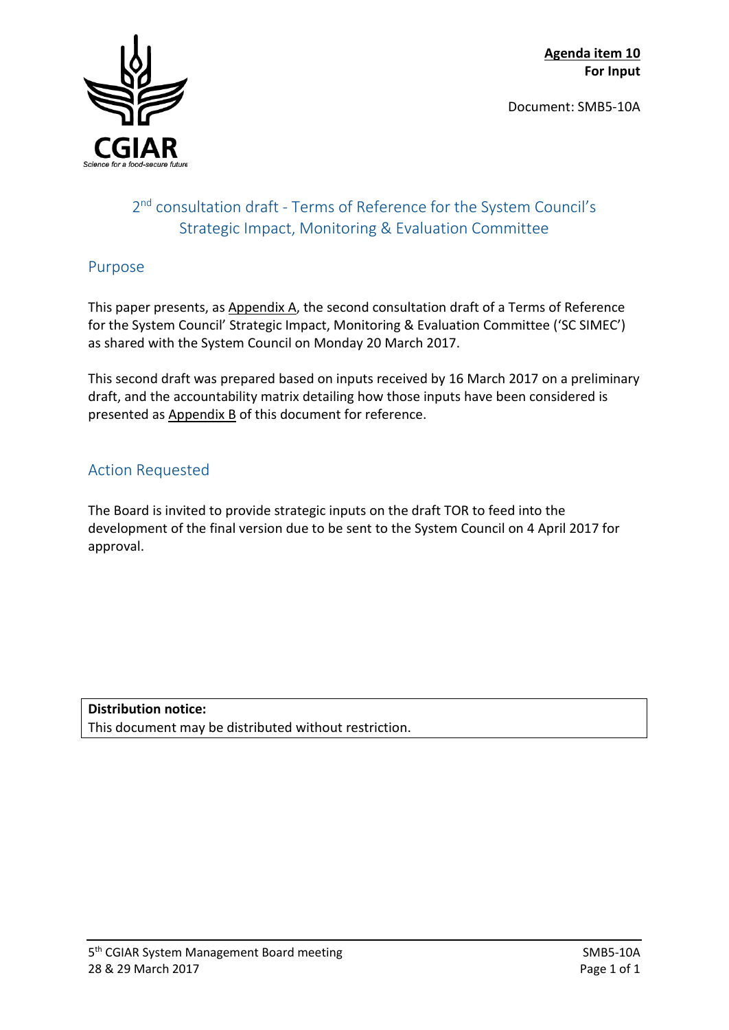**Agenda item 10**
**For Input**

Document: SMB5-10A

# 2nd consultation draft - Terms of Reference for the System Council's Strategic Impact, Monitoring & Evaluation Committee

## Purpose

This paper presents, as Appendix A, the second consultation draft of a Terms of Reference for the System Council' Strategic Impact, Monitoring & Evaluation Committee ('SC SIMEC') as shared with the System Council on Monday 20 March 2017.

This second draft was prepared based on inputs received by 16 March 2017 on a preliminary draft, and the accountability matrix detailing how those inputs have been considered is presented as Appendix B of this document for reference.

## Action Requested

The Board is invited to provide strategic inputs on the draft TOR to feed into the development of the final version due to be sent to the System Council on 4 April 2017 for approval.

| **Distribution notice:** |
|---|
| This document may be distributed without restriction. |

5th CGIAR System Management Board meeting
28 & 29 March 2017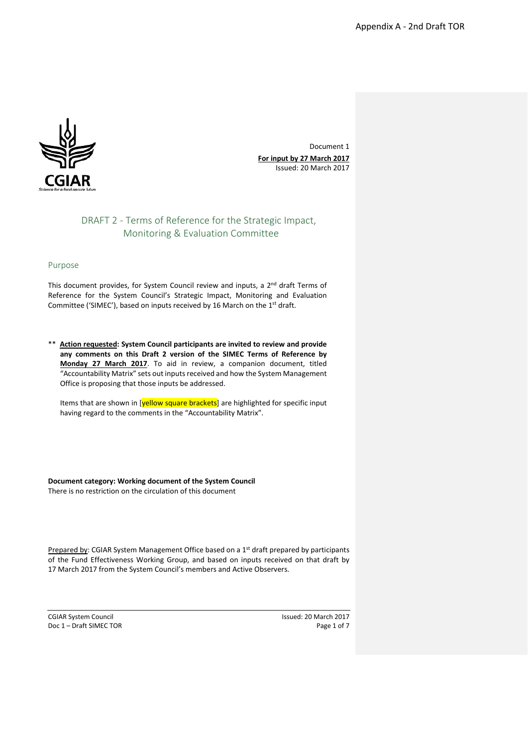Appendix A - 2nd Draft TOR

Document 1
**For input by 27 March 2017**
Issued: 20 March 2017

# DRAFT 2 - Terms of Reference for the Strategic Impact, Monitoring & Evaluation Committee

## Purpose

This document provides, for System Council review and inputs, a 2nd draft Terms of Reference for the System Council's Strategic Impact, Monitoring and Evaluation Committee ('SIMEC'), based on inputs received by 16 March on the 1st draft.

\*\* **Action requested: System Council participants are invited to review and provide any comments on this Draft 2 version of the SIMEC Terms of Reference by Monday 27 March 2017**. To aid in review, a companion document, titled "Accountability Matrix" sets out inputs received and how the System Management Office is proposing that those inputs be addressed.

Items that are shown in [yellow square brackets] are highlighted for specific input having regard to the comments in the "Accountability Matrix".

**Document category: Working document of the System Council**
There is no restriction on the circulation of this document

Prepared by: CGIAR System Management Office based on a 1st draft prepared by participants of the Fund Effectiveness Working Group, and based on inputs received on that draft by 17 March 2017 from the System Council's members and Active Observers.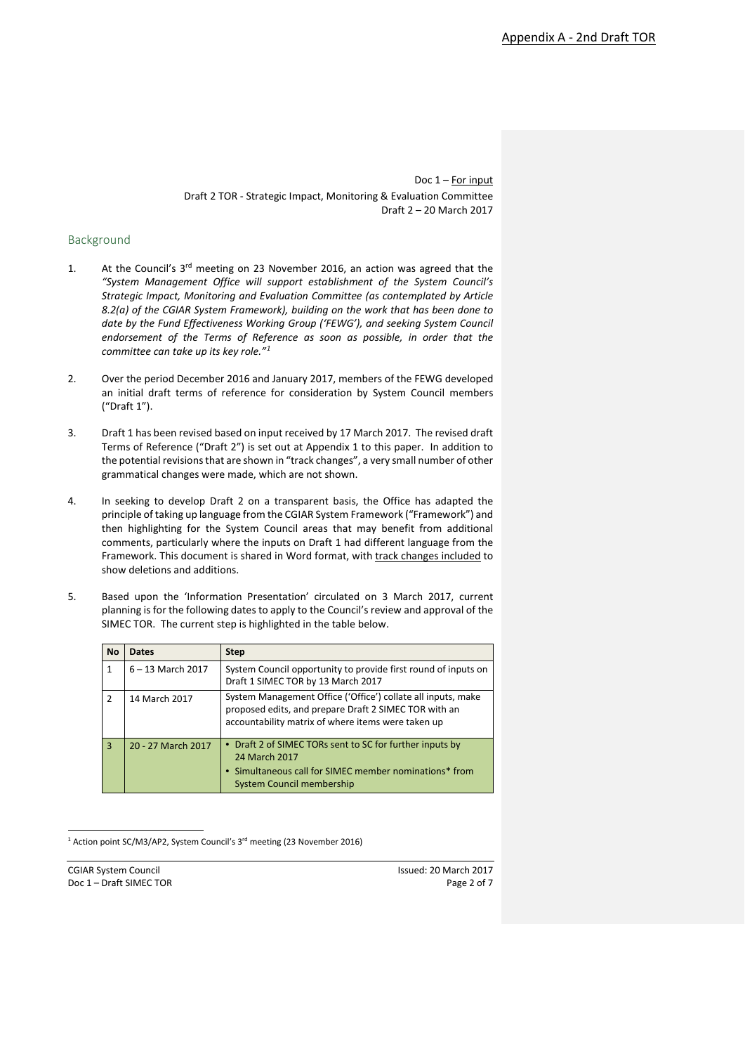Appendix A - 2nd Draft TOR

Doc 1 – For input
Draft 2 TOR - Strategic Impact, Monitoring & Evaluation Committee
Draft 2 – 20 March 2017

## Background

1. At the Council's 3rd meeting on 23 November 2016, an action was agreed that the *"System Management Office will support establishment of the System Council's Strategic Impact, Monitoring and Evaluation Committee (as contemplated by Article 8.2(a) of the CGIAR System Framework), building on the work that has been done to date by the Fund Effectiveness Working Group ('FEWG'), and seeking System Council endorsement of the Terms of Reference as soon as possible, in order that the committee can take up its key role."*[1]

2. Over the period December 2016 and January 2017, members of the FEWG developed an initial draft terms of reference for consideration by System Council members ("Draft 1").

3. Draft 1 has been revised based on input received by 17 March 2017. The revised draft Terms of Reference ("Draft 2") is set out at Appendix 1 to this paper. In addition to the potential revisions that are shown in "track changes", a very small number of other grammatical changes were made, which are not shown.

4. In seeking to develop Draft 2 on a transparent basis, the Office has adapted the principle of taking up language from the CGIAR System Framework ("Framework") and then highlighting for the System Council areas that may benefit from additional comments, particularly where the inputs on Draft 1 had different language from the Framework. This document is shared in Word format, with track changes included to show deletions and additions.

5. Based upon the 'Information Presentation' circulated on 3 March 2017, current planning is for the following dates to apply to the Council's review and approval of the SIMEC TOR. The current step is highlighted in the table below.

| No | Dates | Step |
|---|---|---|
| 1 | 6 – 13 March 2017 | System Council opportunity to provide first round of inputs on Draft 1 SIMEC TOR by 13 March 2017 |
| 2 | 14 March 2017 | System Management Office ('Office') collate all inputs, make proposed edits, and prepare Draft 2 SIMEC TOR with an accountability matrix of where items were taken up |
| 3 | 20 - 27 March 2017 | • Draft 2 of SIMEC TORs sent to SC for further inputs by 24 March 2017<br>• Simultaneous call for SIMEC member nominations* from System Council membership |

[1] Action point SC/M3/AP2, System Council's 3rd meeting (23 November 2016)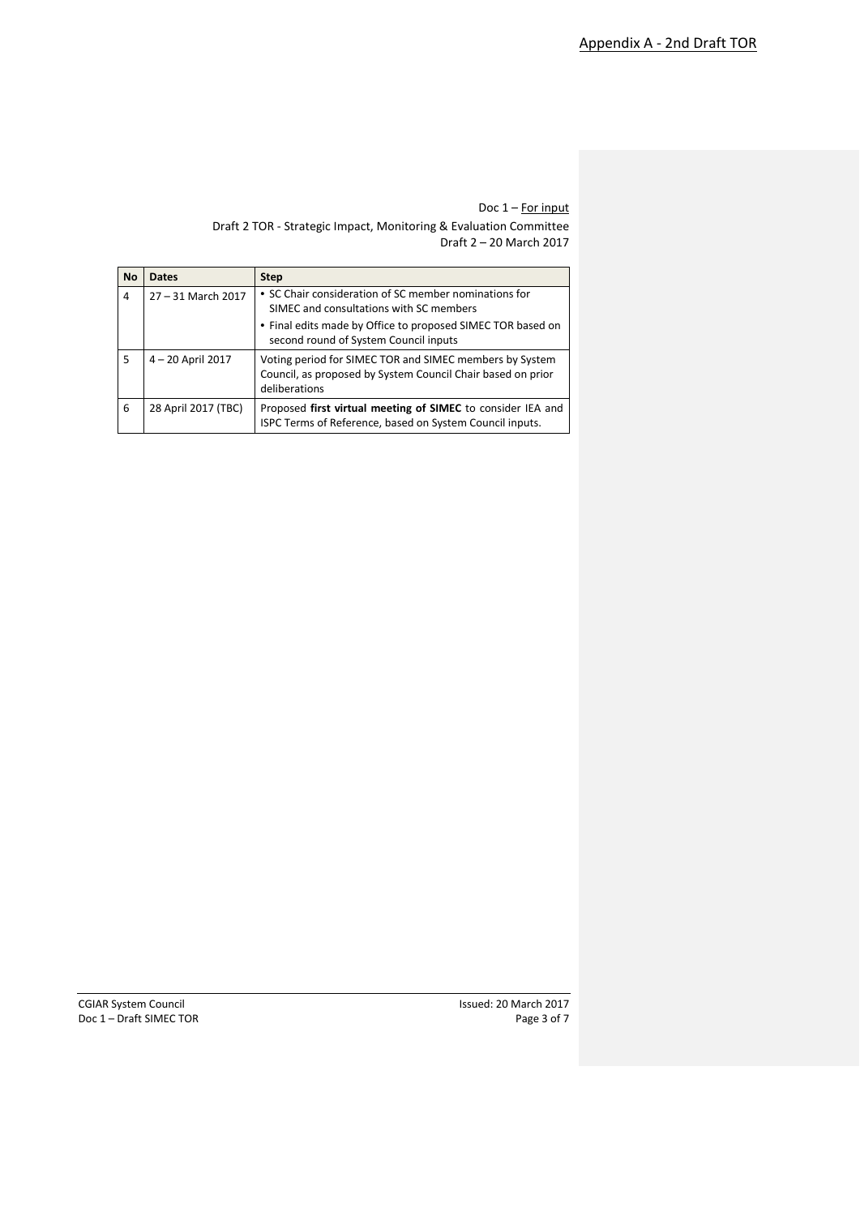Appendix A - 2nd Draft TOR

Doc 1 – For input

Draft 2 TOR - Strategic Impact, Monitoring & Evaluation Committee

Draft 2 – 20 March 2017

| No | Dates | Step |
|---|---|---|
| 4 | 27 – 31 March 2017 | • SC Chair consideration of SC member nominations for SIMEC and consultations with SC members<br>• Final edits made by Office to proposed SIMEC TOR based on second round of System Council inputs |
| 5 | 4 – 20 April 2017 | Voting period for SIMEC TOR and SIMEC members by System Council, as proposed by System Council Chair based on prior deliberations |
| 6 | 28 April 2017 (TBC) | Proposed **first virtual meeting of SIMEC** to consider IEA and ISPC Terms of Reference, based on System Council inputs. |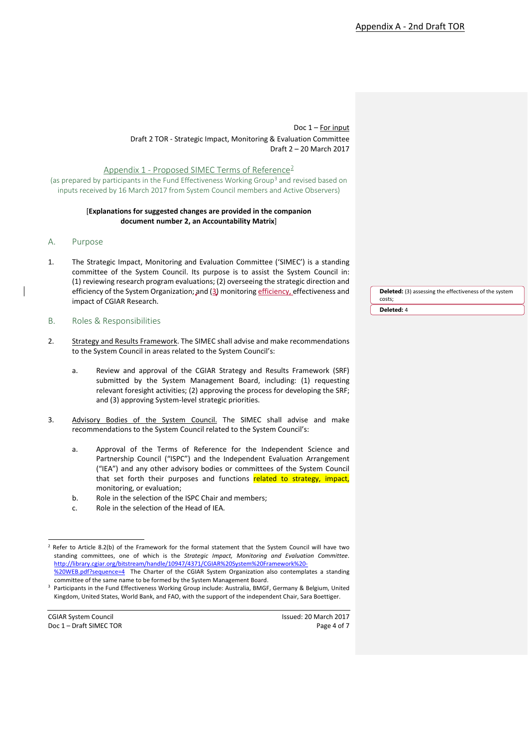Doc 1 – For input
Draft 2 TOR - Strategic Impact, Monitoring & Evaluation Committee
Draft 2 – 20 March 2017

## Appendix 1 - Proposed SIMEC Terms of Reference[2]

(as prepared by participants in the Fund Effectiveness Working Group[3] and revised based on inputs received by 16 March 2017 from System Council members and Active Observers)

[**Explanations for suggested changes are provided in the companion document number 2, an Accountability Matrix**]

## A. Purpose

1. The Strategic Impact, Monitoring and Evaluation Committee ('SIMEC') is a standing committee of the System Council. Its purpose is to assist the System Council in: (1) reviewing research program evaluations; (2) overseeing the strategic direction and efficiency of the System Organization; and (3) monitoring efficiency, effectiveness and impact of CGIAR Research.

> **Deleted:** (3) assessing the effectiveness of the system costs;
>
> **Deleted:** 4

## B. Roles & Responsibilities

2. Strategy and Results Framework. The SIMEC shall advise and make recommendations to the System Council in areas related to the System Council's:

   a. Review and approval of the CGIAR Strategy and Results Framework (SRF) submitted by the System Management Board, including: (1) requesting relevant foresight activities; (2) approving the process for developing the SRF; and (3) approving System-level strategic priorities.

3. Advisory Bodies of the System Council. The SIMEC shall advise and make recommendations to the System Council related to the System Council's:

   a. Approval of the Terms of Reference for the Independent Science and Partnership Council ("ISPC") and the Independent Evaluation Arrangement ("IEA") and any other advisory bodies or committees of the System Council that set forth their purposes and functions related to strategy, impact, monitoring, or evaluation;
   b. Role in the selection of the ISPC Chair and members;
   c. Role in the selection of the Head of IEA.

---

[2] Refer to Article 8.2(b) of the Framework for the formal statement that the System Council will have two standing committees, one of which is the *Strategic Impact, Monitoring and Evaluation Committee*. http://library.cgiar.org/bitstream/handle/10947/4371/CGIAR%20System%20Framework%20-%20WEB.pdf?sequence=4 The Charter of the CGIAR System Organization also contemplates a standing committee of the same name to be formed by the System Management Board.

[3] Participants in the Fund Effectiveness Working Group include: Australia, BMGF, Germany & Belgium, United Kingdom, United States, World Bank, and FAO, with the support of the independent Chair, Sara Boettiger.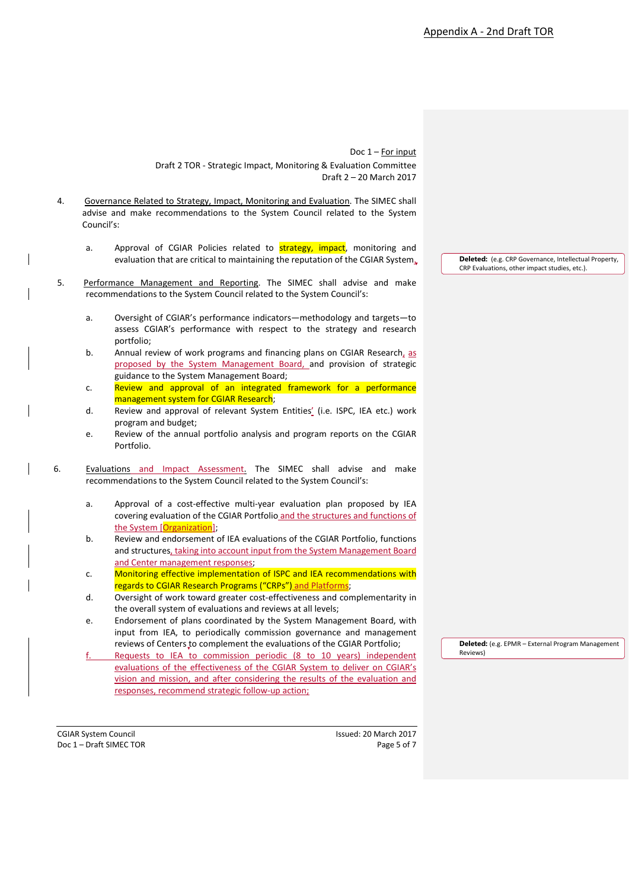Doc 1 – For input
Draft 2 TOR - Strategic Impact, Monitoring & Evaluation Committee
Draft 2 – 20 March 2017

4. Governance Related to Strategy, Impact, Monitoring and Evaluation. The SIMEC shall advise and make recommendations to the System Council related to the System Council's:

   a. Approval of CGIAR Policies related to strategy, impact, monitoring and evaluation that are critical to maintaining the reputation of the CGIAR System.

> **Deleted:** (e.g. CRP Governance, Intellectual Property, CRP Evaluations, other impact studies, etc.).

5. Performance Management and Reporting. The SIMEC shall advise and make recommendations to the System Council related to the System Council's:

   a. Oversight of CGIAR's performance indicators—methodology and targets—to assess CGIAR's performance with respect to the strategy and research portfolio;
   b. Annual review of work programs and financing plans on CGIAR Research, as proposed by the System Management Board, and provision of strategic guidance to the System Management Board;
   c. Review and approval of an integrated framework for a performance management system for CGIAR Research;
   d. Review and approval of relevant System Entities' (i.e. ISPC, IEA etc.) work program and budget;
   e. Review of the annual portfolio analysis and program reports on the CGIAR Portfolio.

6. Evaluations and Impact Assessment. The SIMEC shall advise and make recommendations to the System Council related to the System Council's:

   a. Approval of a cost-effective multi-year evaluation plan proposed by IEA covering evaluation of the CGIAR Portfolio and the structures and functions of the System [Organization];
   b. Review and endorsement of IEA evaluations of the CGIAR Portfolio, functions and structures, taking into account input from the System Management Board and Center management responses;
   c. Monitoring effective implementation of ISPC and IEA recommendations with regards to CGIAR Research Programs ("CRPs") and Platforms;
   d. Oversight of work toward greater cost-effectiveness and complementarity in the overall system of evaluations and reviews at all levels;
   e. Endorsement of plans coordinated by the System Management Board, with input from IEA, to periodically commission governance and management reviews of Centers to complement the evaluations of the CGIAR Portfolio;
   f. Requests to IEA to commission periodic (8 to 10 years) independent evaluations of the effectiveness of the CGIAR System to deliver on CGIAR's vision and mission, and after considering the results of the evaluation and responses, recommend strategic follow-up action;

> **Deleted:** (e.g. EPMR – External Program Management Reviews)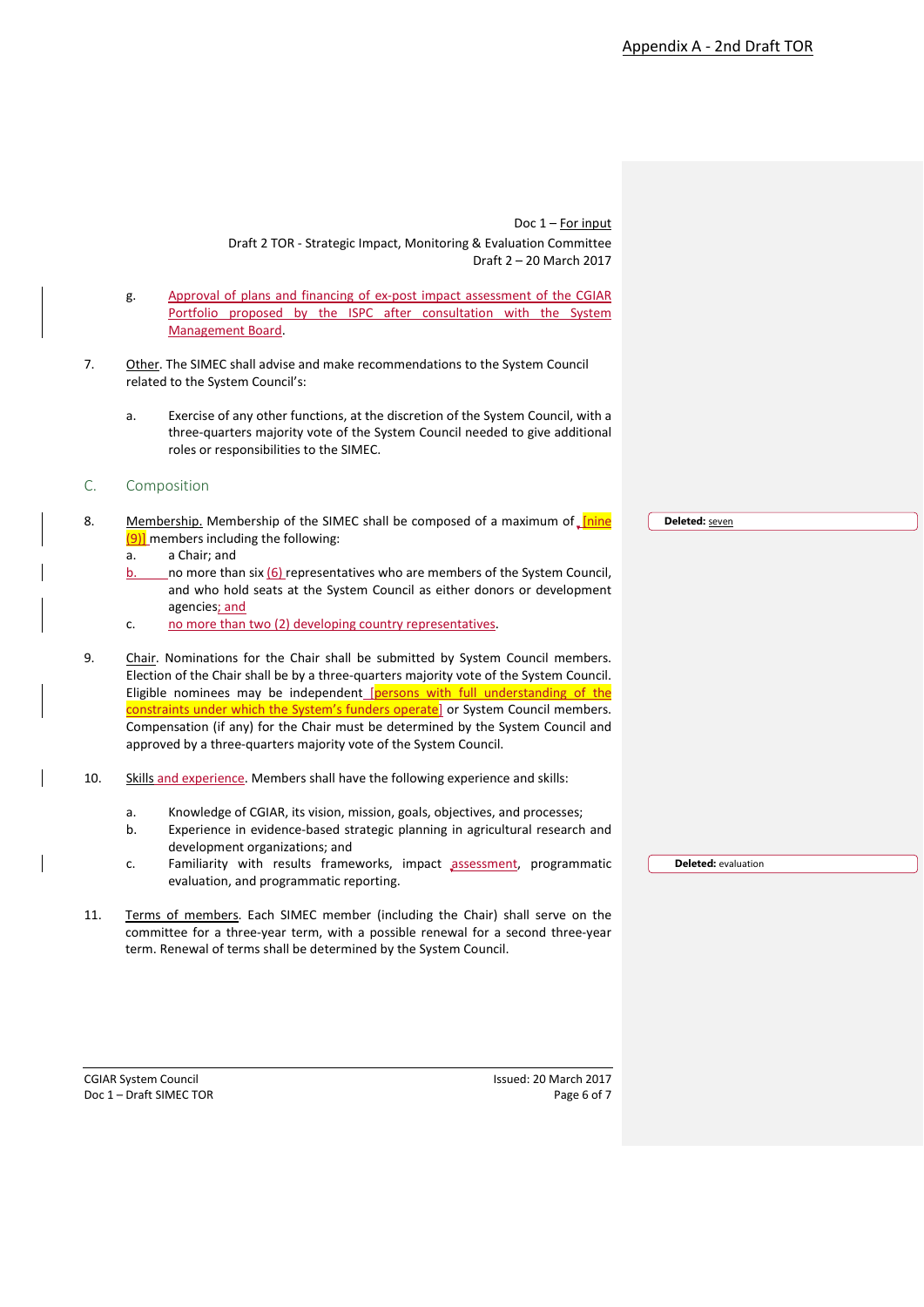Doc 1 – For input
Draft 2 TOR - Strategic Impact, Monitoring & Evaluation Committee
Draft 2 – 20 March 2017

g. Approval of plans and financing of ex-post impact assessment of the CGIAR Portfolio proposed by the ISPC after consultation with the System Management Board.

7. Other. The SIMEC shall advise and make recommendations to the System Council related to the System Council's:

a. Exercise of any other functions, at the discretion of the System Council, with a three-quarters majority vote of the System Council needed to give additional roles or responsibilities to the SIMEC.

## C. Composition

8. Membership. Membership of the SIMEC shall be composed of a maximum of [nine (9)] members including the following:
   a. a Chair; and
   b. no more than six (6) representatives who are members of the System Council, and who hold seats at the System Council as either donors or development agencies; and
   c. no more than two (2) developing country representatives.

9. Chair. Nominations for the Chair shall be submitted by System Council members. Election of the Chair shall be by a three-quarters majority vote of the System Council. Eligible nominees may be independent [persons with full understanding of the constraints under which the System's funders operate] or System Council members. Compensation (if any) for the Chair must be determined by the System Council and approved by a three-quarters majority vote of the System Council.

10. Skills and experience. Members shall have the following experience and skills:

a. Knowledge of CGIAR, its vision, mission, goals, objectives, and processes;
b. Experience in evidence-based strategic planning in agricultural research and development organizations; and
c. Familiarity with results frameworks, impact assessment, programmatic evaluation, and programmatic reporting.

11. Terms of members. Each SIMEC member (including the Chair) shall serve on the committee for a three-year term, with a possible renewal for a second three-year term. Renewal of terms shall be determined by the System Council.

**Deleted:** seven

**Deleted:** evaluation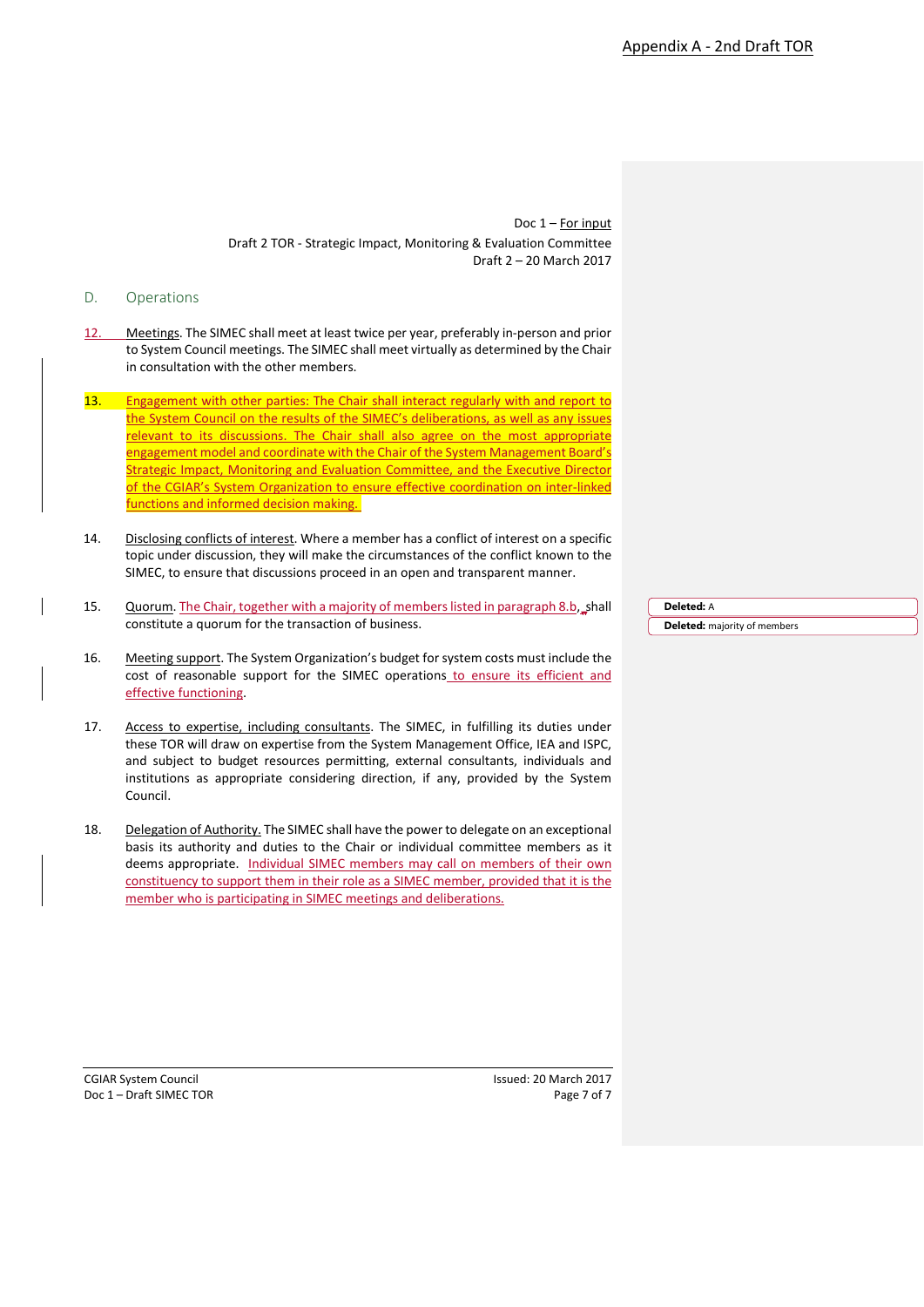Doc 1 – For input
Draft 2 TOR - Strategic Impact, Monitoring & Evaluation Committee
Draft 2 – 20 March 2017

## D. Operations

12. Meetings. The SIMEC shall meet at least twice per year, preferably in-person and prior to System Council meetings. The SIMEC shall meet virtually as determined by the Chair in consultation with the other members.

13. Engagement with other parties: The Chair shall interact regularly with and report to the System Council on the results of the SIMEC's deliberations, as well as any issues relevant to its discussions. The Chair shall also agree on the most appropriate engagement model and coordinate with the Chair of the System Management Board's Strategic Impact, Monitoring and Evaluation Committee, and the Executive Director of the CGIAR's System Organization to ensure effective coordination on inter-linked functions and informed decision making.

14. Disclosing conflicts of interest. Where a member has a conflict of interest on a specific topic under discussion, they will make the circumstances of the conflict known to the SIMEC, to ensure that discussions proceed in an open and transparent manner.

15. Quorum. The Chair, together with a majority of members listed in paragraph 8.b, shall constitute a quorum for the transaction of business.

16. Meeting support. The System Organization's budget for system costs must include the cost of reasonable support for the SIMEC operations to ensure its efficient and effective functioning.

17. Access to expertise, including consultants. The SIMEC, in fulfilling its duties under these TOR will draw on expertise from the System Management Office, IEA and ISPC, and subject to budget resources permitting, external consultants, individuals and institutions as appropriate considering direction, if any, provided by the System Council.

18. Delegation of Authority. The SIMEC shall have the power to delegate on an exceptional basis its authority and duties to the Chair or individual committee members as it deems appropriate. Individual SIMEC members may call on members of their own constituency to support them in their role as a SIMEC member, provided that it is the member who is participating in SIMEC meetings and deliberations.

Deleted: A

Deleted: majority of members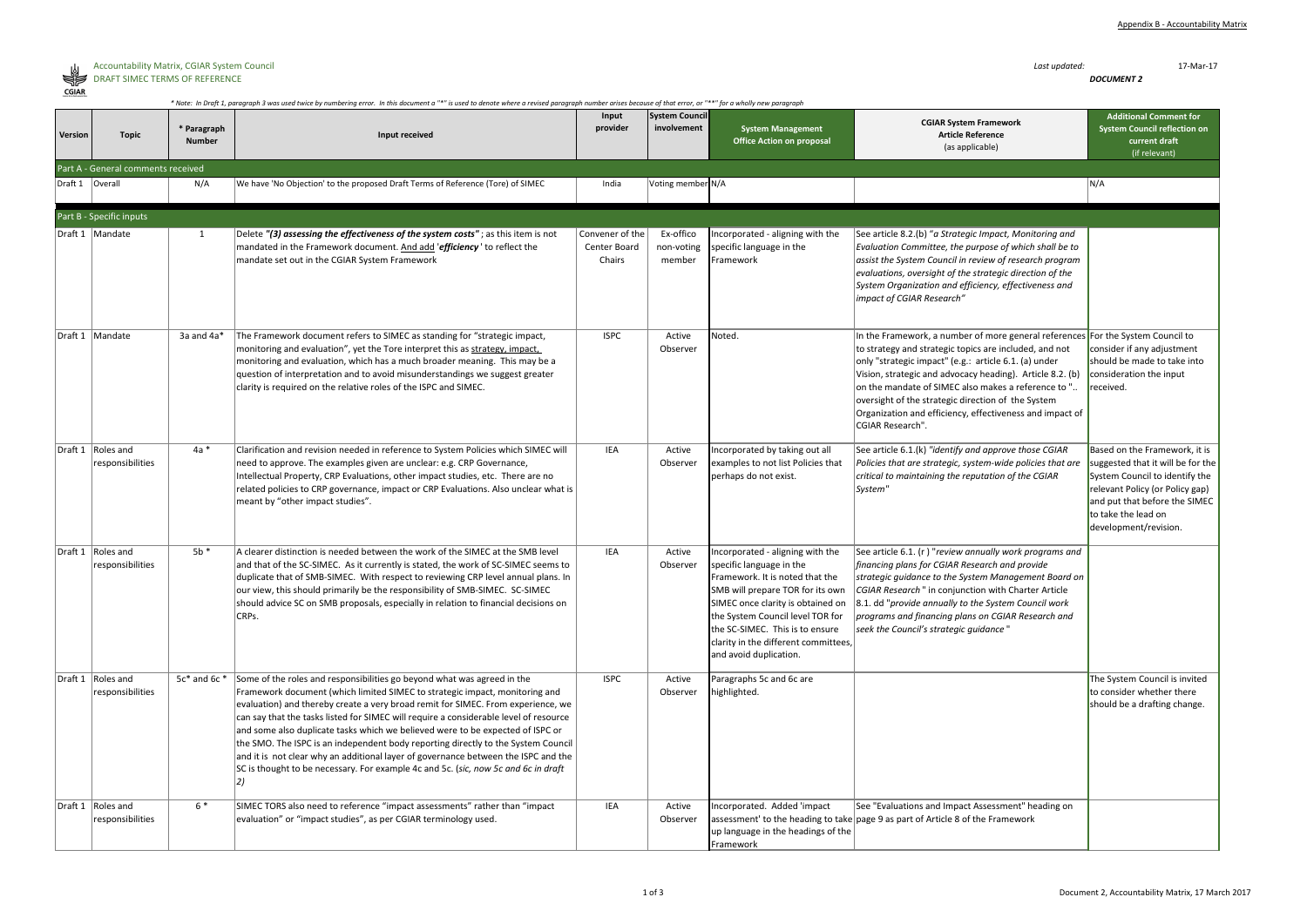Appendix B - Accountability Matrix

Accountability Matrix, CGIAR System Council
DRAFT SIMEC TERMS OF REFERENCE

*Last updated:* 17-Mar-17
***DOCUMENT 2***

*\* Note: In Draft 1, paragraph 3 was used twice by numbering error. In this document a "\*" is used to denote where a revised paragraph number arises because of that error, or "\*\*" for a wholly new paragraph*

| Version | Topic | \* Paragraph Number | Input received | Input provider | System Council involvement | System Management Office Action on proposal | CGIAR System Framework Article Reference (as applicable) | Additional Comment for System Council reflection on current draft (if relevant) |
|---|---|---|---|---|---|---|---|---|
| **Part A - General comments received** | | | | | | | | |
| Draft 1 | Overall | N/A | We have 'No Objection' to the proposed Draft Terms of Reference (Tore) of SIMEC | India | Voting member | N/A | | N/A |
| **Part B - Specific inputs** | | | | | | | | |
| Draft 1 | Mandate | 1 | Delete ***"(3) assessing the effectiveness of the system costs"***; as this item is not mandated in the Framework document. <u>And add</u> '***efficiency***' to reflect the mandate set out in the CGIAR System Framework | Convener of the Center Board Chairs | Ex-officio non-voting member | Incorporated - aligning with the specific language in the Framework | See article 8.2.(b) "*a Strategic Impact, Monitoring and Evaluation Committee, the purpose of which shall be to assist the System Council in review of research program evaluations, oversight of the strategic direction of the System Organization and efficiency, effectiveness and impact of CGIAR Research"* | |
| Draft 1 | Mandate | 3a and 4a\* | The Framework document refers to SIMEC as standing for "strategic impact, monitoring and evaluation", yet the Tore interpret this as <u>strategy, impact,</u> monitoring and evaluation, which has a much broader meaning. This may be a question of interpretation and to avoid misunderstandings we suggest greater clarity is required on the relative roles of the ISPC and SIMEC. | ISPC | Active Observer | Noted. | In the Framework, a number of more general references to strategy and strategic topics are included, and not only "strategic impact" (e.g.: article 6.1. (a) under Vision, strategic and advocacy heading). Article 8.2. (b) on the mandate of SIMEC also makes a reference to ".. oversight of the strategic direction of the System Organization and efficiency, effectiveness and impact of CGIAR Research". | For the System Council to consider if any adjustment should be made to take into consideration the input received. |
| Draft 1 | Roles and responsibilities | 4a \* | Clarification and revision needed in reference to System Policies which SIMEC will need to approve. The examples given are unclear: e.g. CRP Governance, Intellectual Property, CRP Evaluations, other impact studies, etc. There are no related policies to CRP governance, impact or CRP Evaluations. Also unclear what is meant by "other impact studies". | IEA | Active Observer | Incorporated by taking out all examples to not list Policies that perhaps do not exist. | See article 6.1.(k) *"identify and approve those CGIAR Policies that are strategic, system-wide policies that are critical to maintaining the reputation of the CGIAR System"* | Based on the Framework, it is suggested that it will be for the System Council to identify the relevant Policy (or Policy gap) and put that before the SIMEC to take the lead on development/revision. |
| Draft 1 | Roles and responsibilities | 5b \* | A clearer distinction is needed between the work of the SIMEC at the SMB level and that of the SC-SIMEC. As it currently is stated, the work of SC-SIMEC seems to duplicate that of SMB-SIMEC. With respect to reviewing CRP level annual plans. In our view, this should primarily be the responsibility of SMB-SIMEC. SC-SIMEC should advice SC on SMB proposals, especially in relation to financial decisions on CRPs. | IEA | Active Observer | Incorporated - aligning with the specific language in the Framework. It is noted that the SMB will prepare TOR for its own SIMEC once clarity is obtained on the System Council level TOR for the SC-SIMEC. This is to ensure clarity in the different committees, and avoid duplication. | See article 6.1. (r ) "*review annually work programs and financing plans for CGIAR Research and provide strategic guidance to the System Management Board on CGIAR Research* " in conjunction with Charter Article 8.1. dd "*provide annually to the System Council work programs and financing plans on CGIAR Research and seek the Council's strategic guidance* " | |
| Draft 1 | Roles and responsibilities | 5c\* and 6c \* | Some of the roles and responsibilities go beyond what was agreed in the Framework document (which limited SIMEC to strategic impact, monitoring and evaluation) and thereby create a very broad remit for SIMEC. From experience, we can say that the tasks listed for SIMEC will require a considerable level of resource and some also duplicate tasks which we believed were to be expected of ISPC or the SMO. The ISPC is an independent body reporting directly to the System Council and it is not clear why an additional layer of governance between the ISPC and the SC is thought to be necessary. For example 4c and 5c. (*sic, now 5c and 6c in draft 2)* | ISPC | Active Observer | Paragraphs 5c and 6c are highlighted. | | The System Council is invited to consider whether there should be a drafting change. |
| Draft 1 | Roles and responsibilities | 6 \* | SIMEC TORS also need to reference "impact assessments" rather than "impact evaluation" or "impact studies", as per CGIAR terminology used. | IEA | Active Observer | Incorporated. Added 'impact assessment' to the heading to take up language in the headings of the Framework | See "Evaluations and Impact Assessment" heading on page 9 as part of Article 8 of the Framework | |

Document 2, Accountability Matrix, 17 March 2017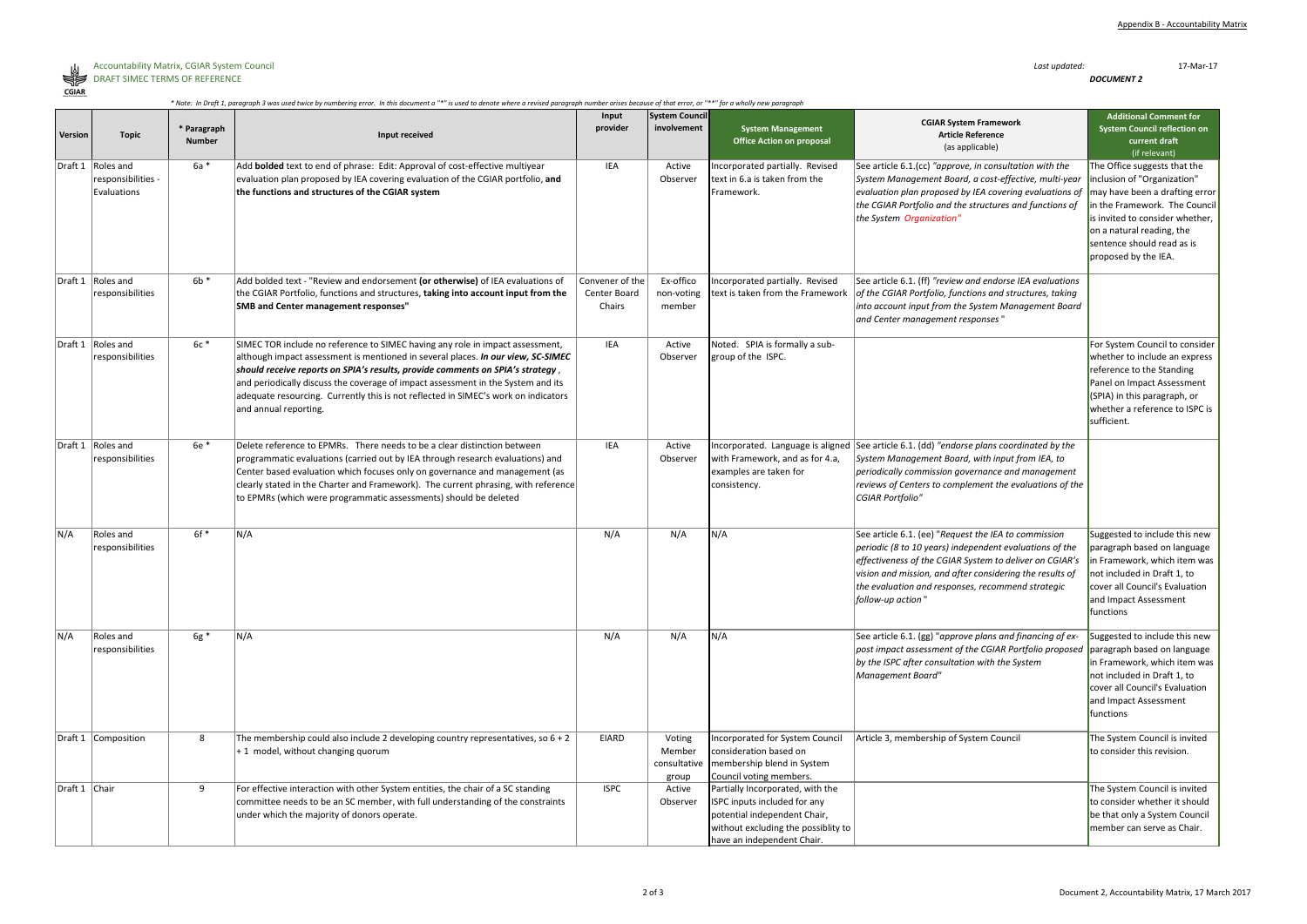Accountability Matrix, CGIAR System Council
DRAFT SIMEC TERMS OF REFERENCE

*Last updated:* 17-Mar-17

***DOCUMENT 2***

*\* Note: In Draft 1, paragraph 3 was used twice by numbering error. In this document a "\*" is used to denote where a revised paragraph number arises because of that error, or "\*\*" for a wholly new paragraph*

| Version | Topic | * Paragraph Number | Input received | Input provider | System Council involvement | System Management Office Action on proposal | CGIAR System Framework Article Reference (as applicable) | Additional Comment for System Council reflection on current draft (if relevant) |
|---|---|---|---|---|---|---|---|---|
| Draft 1 | Roles and responsibilities - Evaluations | 6a * | Add **bolded** text to end of phrase: Edit: Approval of cost-effective multiyear evaluation plan proposed by IEA covering evaluation of the CGIAR portfolio, **and the functions and structures of the CGIAR system** | IEA | Active Observer | Incorporated partially. Revised text in 6.a is taken from the Framework. | See article 6.1.(cc) *"approve, in consultation with the System Management Board, a cost-effective, multi-year evaluation plan proposed by IEA covering evaluations of the CGIAR Portfolio and the structures and functions of the System Organization"* | The Office suggests that the inclusion of "Organization" may have been a drafting error in the Framework. The Council is invited to consider whether, on a natural reading, the sentence should read as is proposed by the IEA. |
| Draft 1 | Roles and responsibilities | 6b * | Add bolded text - "Review and endorsement **(or otherwise)** of IEA evaluations of the CGIAR Portfolio, functions and structures, **taking into account input from the SMB and Center management responses**" | Convener of the Center Board Chairs | Ex-offico non-voting member | Incorporated partially. Revised text is taken from the Framework | See article 6.1. (ff) *"review and endorse IEA evaluations of the CGIAR Portfolio, functions and structures, taking into account input from the System Management Board and Center management responses"* | |
| Draft 1 | Roles and responsibilities | 6c * | SIMEC TOR include no reference to SIMEC having any role in impact assessment, although impact assessment is mentioned in several places. ***In our view, SC-SIMEC should receive reports on SPIA's results, provide comments on SPIA's strategy***, and periodically discuss the coverage of impact assessment in the System and its adequate resourcing. Currently this is not reflected in SIMEC's work on indicators and annual reporting. | IEA | Active Observer | Noted. SPIA is formally a sub-group of the ISPC. | | For System Council to consider whether to include an express reference to the Standing Panel on Impact Assessment (SPIA) in this paragraph, or whether a reference to ISPC is sufficient. |
| Draft 1 | Roles and responsibilities | 6e * | Delete reference to EPMRs. There needs to be a clear distinction between programmatic evaluations (carried out by IEA through research evaluations) and Center based evaluation which focuses only on governance and management (as clearly stated in the Charter and Framework). The current phrasing, with reference to EPMRs (which were programmatic assessments) should be deleted | IEA | Active Observer | Incorporated. Language is aligned with Framework, and as for 4.a, examples are taken for consistency. | See article 6.1. (dd) *"endorse plans coordinated by the System Management Board, with input from IEA, to periodically commission governance and management reviews of Centers to complement the evaluations of the CGIAR Portfolio"* | |
| N/A | Roles and responsibilities | 6f * | N/A | N/A | N/A | N/A | See article 6.1. (ee) "*Request the IEA to commission periodic (8 to 10 years) independent evaluations of the effectiveness of the CGIAR System to deliver on CGIAR's vision and mission, and after considering the results of the evaluation and responses, recommend strategic follow-up action*" | Suggested to include this new paragraph based on language in Framework, which item was not included in Draft 1, to cover all Council's Evaluation and Impact Assessment functions |
| N/A | Roles and responsibilities | 6g * | N/A | N/A | N/A | N/A | See article 6.1. (gg) "*approve plans and financing of ex-post impact assessment of the CGIAR Portfolio proposed by the ISPC after consultation with the System Management Board*" | Suggested to include this new paragraph based on language in Framework, which item was not included in Draft 1, to cover all Council's Evaluation and Impact Assessment functions |
| Draft 1 | Composition | 8 | The membership could also include 2 developing country representatives, so 6 + 2 + 1 model, without changing quorum | EIARD | Voting Member consultative group | Incorporated for System Council consideration based on membership blend in System Council voting members. | Article 3, membership of System Council | The System Council is invited to consider this revision. |
| Draft 1 | Chair | 9 | For effective interaction with other System entities, the chair of a SC standing committee needs to be an SC member, with full understanding of the constraints under which the majority of donors operate. | ISPC | Active Observer | Partially Incorporated, with the ISPC inputs included for any potential independent Chair, without excluding the possiblity to have an independent Chair. | | The System Council is invited to consider whether it should be that only a System Council member can serve as Chair. |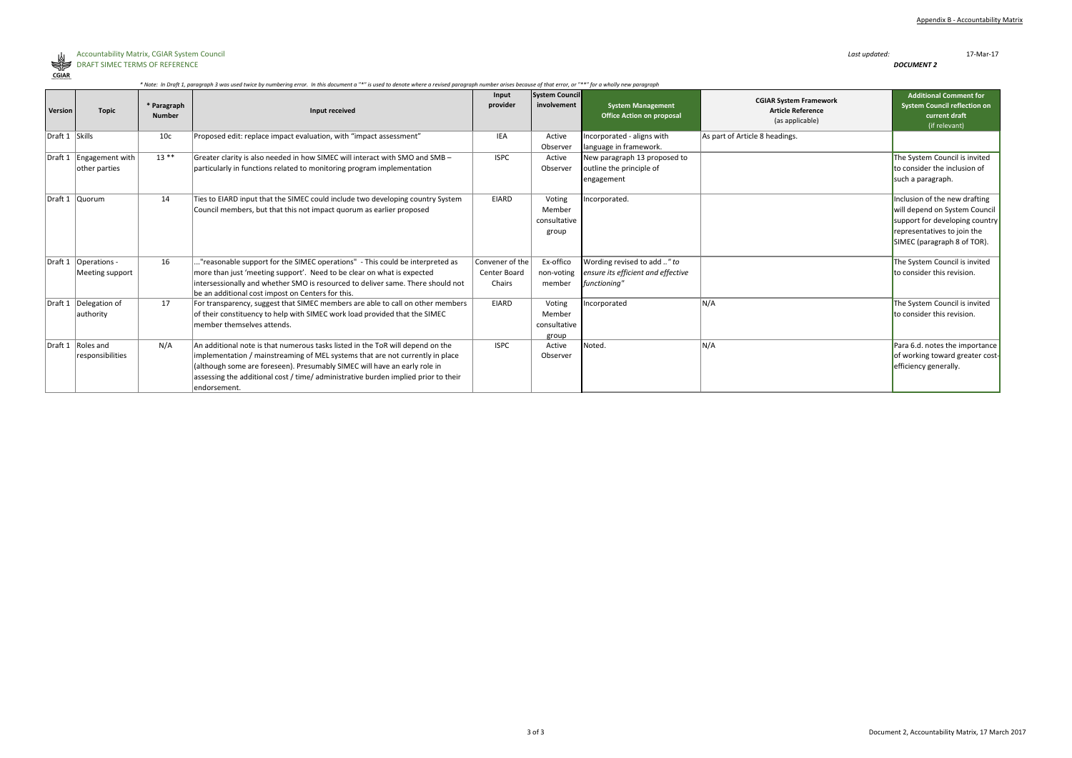Appendix B - Accountability Matrix

Accountability Matrix, CGIAR System Council
DRAFT SIMEC TERMS OF REFERENCE

*Last updated:* 17-Mar-17
***DOCUMENT 2***

*\* Note: In Draft 1, paragraph 3 was used twice by numbering error. In this document a "\*" is used to denote where a revised paragraph number arises because of that error, or "\*\*" for a wholly new paragraph*

| Version | Topic | * Paragraph Number | Input received | Input provider | System Council involvement | System Management Office Action on proposal | CGIAR System Framework Article Reference (as applicable) | Additional Comment for System Council reflection on current draft (if relevant) |
|---|---|---|---|---|---|---|---|---|
| Draft 1 | Skills | 10c | Proposed edit: replace impact evaluation, with "impact assessment" | IEA | Active Observer | Incorporated - aligns with language in framework. | As part of Article 8 headings. | |
| Draft 1 | Engagement with other parties | 13 ** | Greater clarity is also needed in how SIMEC will interact with SMO and SMB – particularly in functions related to monitoring program implementation | ISPC | Active Observer | New paragraph 13 proposed to outline the principle of engagement | | The System Council is invited to consider the inclusion of such a paragraph. |
| Draft 1 | Quorum | 14 | Ties to EIARD input that the SIMEC could include two developing country System Council members, but that this not impact quorum as earlier proposed | EIARD | Voting Member consultative group | Incorporated. | | Inclusion of the new drafting will depend on System Council support for developing country representatives to join the SIMEC (paragraph 8 of TOR). |
| Draft 1 | Operations - Meeting support | 16 | ..."reasonable support for the SIMEC operations" - This could be interpreted as more than just 'meeting support'. Need to be clear on what is expected intersessionally and whether SMO is resourced to deliver same. There should not be an additional cost impost on Centers for this. | Convener of the Center Board Chairs | Ex-offico non-voting member | Wording revised to add .." *to ensure its efficient and effective functioning"* | | The System Council is invited to consider this revision. |
| Draft 1 | Delegation of authority | 17 | For transparency, suggest that SIMEC members are able to call on other members of their constituency to help with SIMEC work load provided that the SIMEC member themselves attends. | EIARD | Voting Member consultative group | Incorporated | N/A | The System Council is invited to consider this revision. |
| Draft 1 | Roles and responsibilities | N/A | An additional note is that numerous tasks listed in the ToR will depend on the implementation / mainstreaming of MEL systems that are not currently in place (although some are foreseen). Presumably SIMEC will have an early role in assessing the additional cost / time/ administrative burden implied prior to their endorsement. | ISPC | Active Observer | Noted. | N/A | Para 6.d. notes the importance of working toward greater cost-efficiency generally. |

Document 2, Accountability Matrix, 17 March 2017